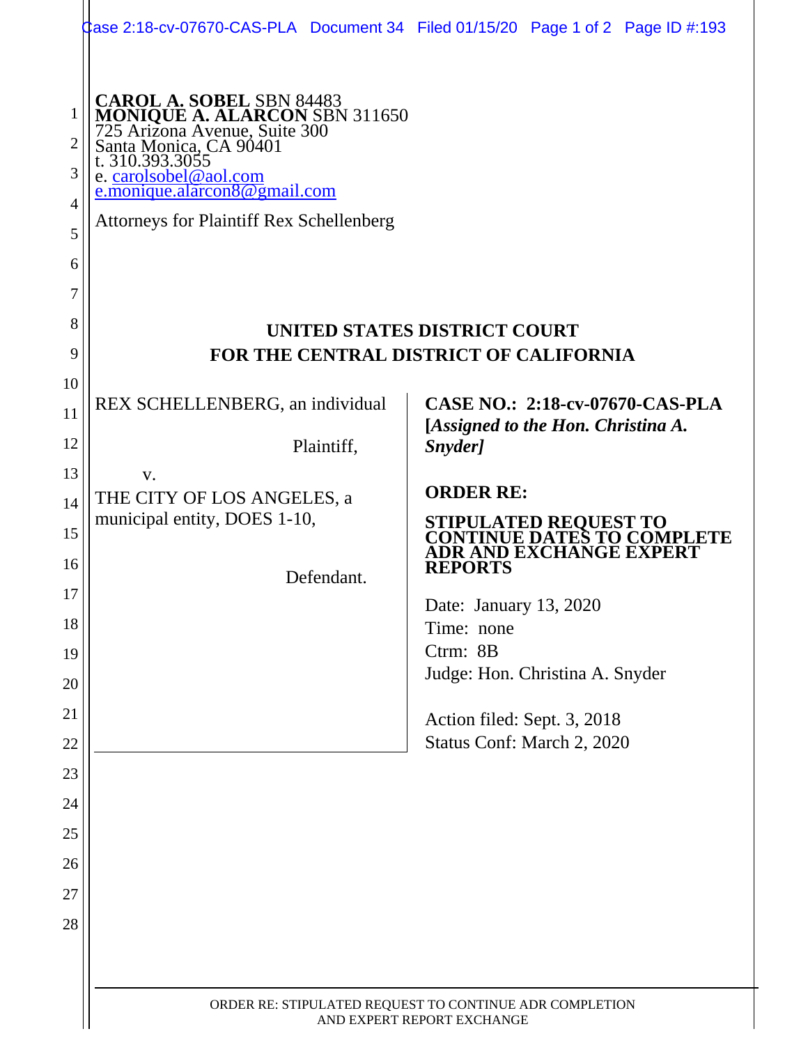**CAROL A. SOBEL** SBN 84483
**MONIQUE A. ALARCON** SBN 311650
725 Arizona Avenue, Suite 300
Santa Monica, CA 90401
t. 310.393.3055
e. carolsobel@aol.com
e.monique.alarcon8@gmail.com

Attorneys for Plaintiff Rex Schellenberg

**UNITED STATES DISTRICT COURT**
**FOR THE CENTRAL DISTRICT OF CALIFORNIA**

REX SCHELLENBERG, an individual

Plaintiff,

v.

THE CITY OF LOS ANGELES, a municipal entity, DOES 1-10,

Defendant.

**CASE NO.: 2:18-cv-07670-CAS-PLA**
**[*Assigned to the Hon. Christina A. Snyder]***

**ORDER RE:**

**STIPULATED REQUEST TO CONTINUE DATES TO COMPLETE ADR AND EXCHANGE EXPERT REPORTS**

Date: January 13, 2020
Time: none
Ctrm: 8B
Judge: Hon. Christina A. Snyder

Action filed: Sept. 3, 2018
Status Conf: March 2, 2020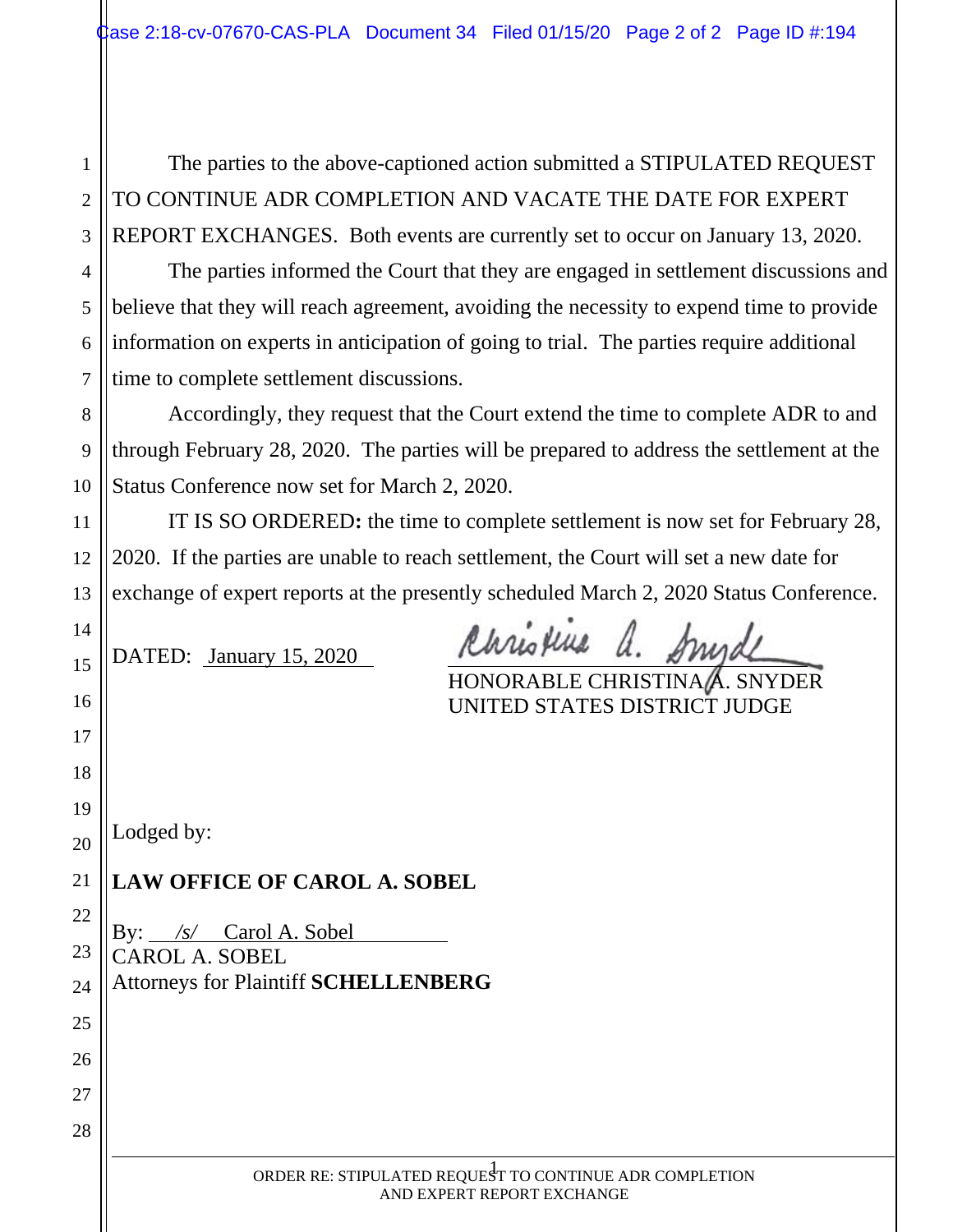The parties to the above-captioned action submitted a STIPULATED REQUEST TO CONTINUE ADR COMPLETION AND VACATE THE DATE FOR EXPERT REPORT EXCHANGES. Both events are currently set to occur on January 13, 2020.

The parties informed the Court that they are engaged in settlement discussions and believe that they will reach agreement, avoiding the necessity to expend time to provide information on experts in anticipation of going to trial. The parties require additional time to complete settlement discussions.

Accordingly, they request that the Court extend the time to complete ADR to and through February 28, 2020. The parties will be prepared to address the settlement at the Status Conference now set for March 2, 2020.

IT IS SO ORDERED**:** the time to complete settlement is now set for February 28, 2020. If the parties are unable to reach settlement, the Court will set a new date for exchange of expert reports at the presently scheduled March 2, 2020 Status Conference.

DATED: January 15, 2020

HONORABLE CHRISTINA A. SNYDER
UNITED STATES DISTRICT JUDGE

Lodged by:

**LAW OFFICE OF CAROL A. SOBEL**

By: */s/* Carol A. Sobel
CAROL A. SOBEL
Attorneys for Plaintiff **SCHELLENBERG**

ORDER RE: STIPULATED REQUEST TO CONTINUE ADR COMPLETION AND EXPERT REPORT EXCHANGE